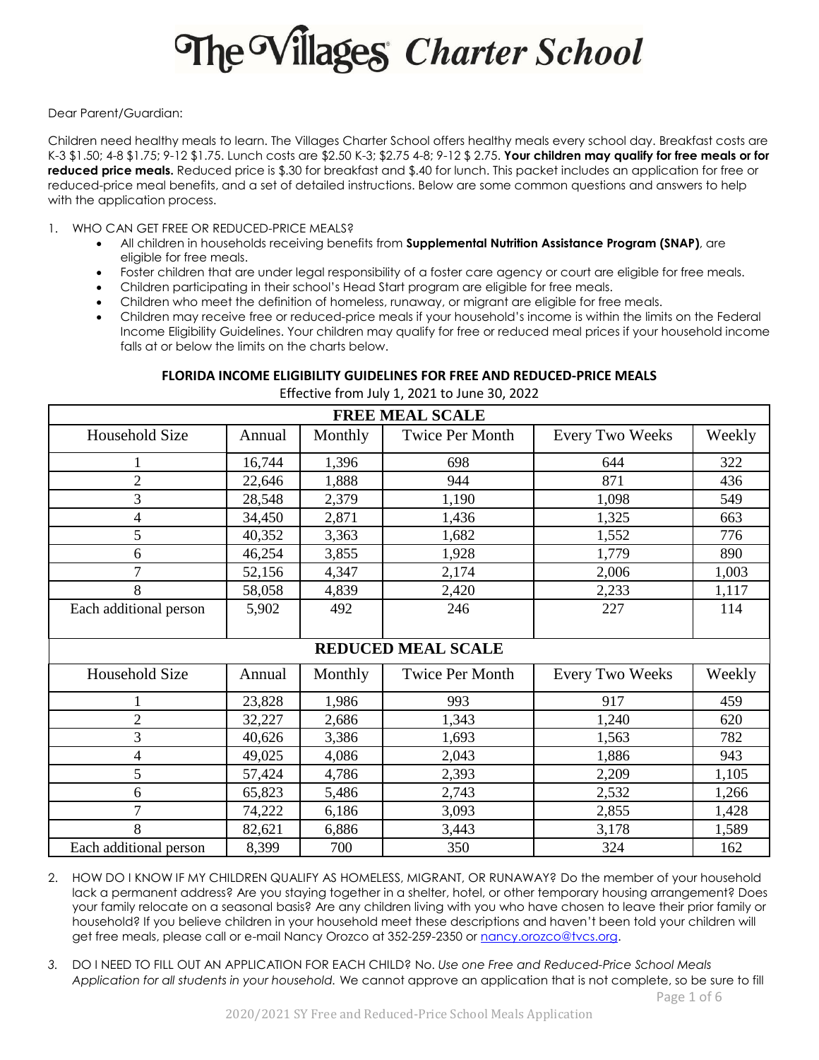# The Villages Charter School

Dear Parent/Guardian:

Children need healthy meals to learn. The Villages Charter School offers healthy meals every school day. Breakfast costs are K-3 $1.50; 4-8 $1.75; 9-12 $1.75. Lunch costs are $2.50 K-3; $2.75 4-8; 9-12 $ 2.75. **Your children may qualify for free meals or for reduced price meals.** Reduced price is $.30 for breakfast and $.40 for lunch. This packet includes an application for free or reduced-price meal benefits, and a set of detailed instructions. Below are some common questions and answers to help with the application process.

1. WHO CAN GET FREE OR REDUCED-PRICE MEALS?
   - All children in households receiving benefits from **Supplemental Nutrition Assistance Program (SNAP)**, are eligible for free meals.
   - Foster children that are under legal responsibility of a foster care agency or court are eligible for free meals.
   - Children participating in their school's Head Start program are eligible for free meals.
   - Children who meet the definition of homeless, runaway, or migrant are eligible for free meals.
   - Children may receive free or reduced-price meals if your household's income is within the limits on the Federal Income Eligibility Guidelines. Your children may qualify for free or reduced meal prices if your household income falls at or below the limits on the charts below.

**FLORIDA INCOME ELIGIBILITY GUIDELINES FOR FREE AND REDUCED-PRICE MEALS**

Effective from July 1, 2021 to June 30, 2022

| FREE MEAL SCALE | | | | | |
|---|---|---|---|---|---|
| Household Size | Annual | Monthly | Twice Per Month | Every Two Weeks | Weekly |
| 1 | 16,744 | 1,396 | 698 | 644 | 322 |
| 2 | 22,646 | 1,888 | 944 | 871 | 436 |
| 3 | 28,548 | 2,379 | 1,190 | 1,098 | 549 |
| 4 | 34,450 | 2,871 | 1,436 | 1,325 | 663 |
| 5 | 40,352 | 3,363 | 1,682 | 1,552 | 776 |
| 6 | 46,254 | 3,855 | 1,928 | 1,779 | 890 |
| 7 | 52,156 | 4,347 | 2,174 | 2,006 | 1,003 |
| 8 | 58,058 | 4,839 | 2,420 | 2,233 | 1,117 |
| Each additional person | 5,902 | 492 | 246 | 227 | 114 |
| **REDUCED MEAL SCALE** | | | | | |
| Household Size | Annual | Monthly | Twice Per Month | Every Two Weeks | Weekly |
| 1 | 23,828 | 1,986 | 993 | 917 | 459 |
| 2 | 32,227 | 2,686 | 1,343 | 1,240 | 620 |
| 3 | 40,626 | 3,386 | 1,693 | 1,563 | 782 |
| 4 | 49,025 | 4,086 | 2,043 | 1,886 | 943 |
| 5 | 57,424 | 4,786 | 2,393 | 2,209 | 1,105 |
| 6 | 65,823 | 5,486 | 2,743 | 2,532 | 1,266 |
| 7 | 74,222 | 6,186 | 3,093 | 2,855 | 1,428 |
| 8 | 82,621 | 6,886 | 3,443 | 3,178 | 1,589 |
| Each additional person | 8,399 | 700 | 350 | 324 | 162 |

2. HOW DO I KNOW IF MY CHILDREN QUALIFY AS HOMELESS, MIGRANT, OR RUNAWAY? Do the member of your household lack a permanent address? Are you staying together in a shelter, hotel, or other temporary housing arrangement? Does your family relocate on a seasonal basis? Are any children living with you who have chosen to leave their prior family or household? If you believe children in your household meet these descriptions and haven't been told your children will get free meals, please call or e-mail Nancy Orozco at 352-259-2350 or nancy.orozco@tvcs.org.

3. DO I NEED TO FILL OUT AN APPLICATION FOR EACH CHILD? No. *Use one Free and Reduced-Price School Meals Application for all students in your household.* We cannot approve an application that is not complete, so be sure to fill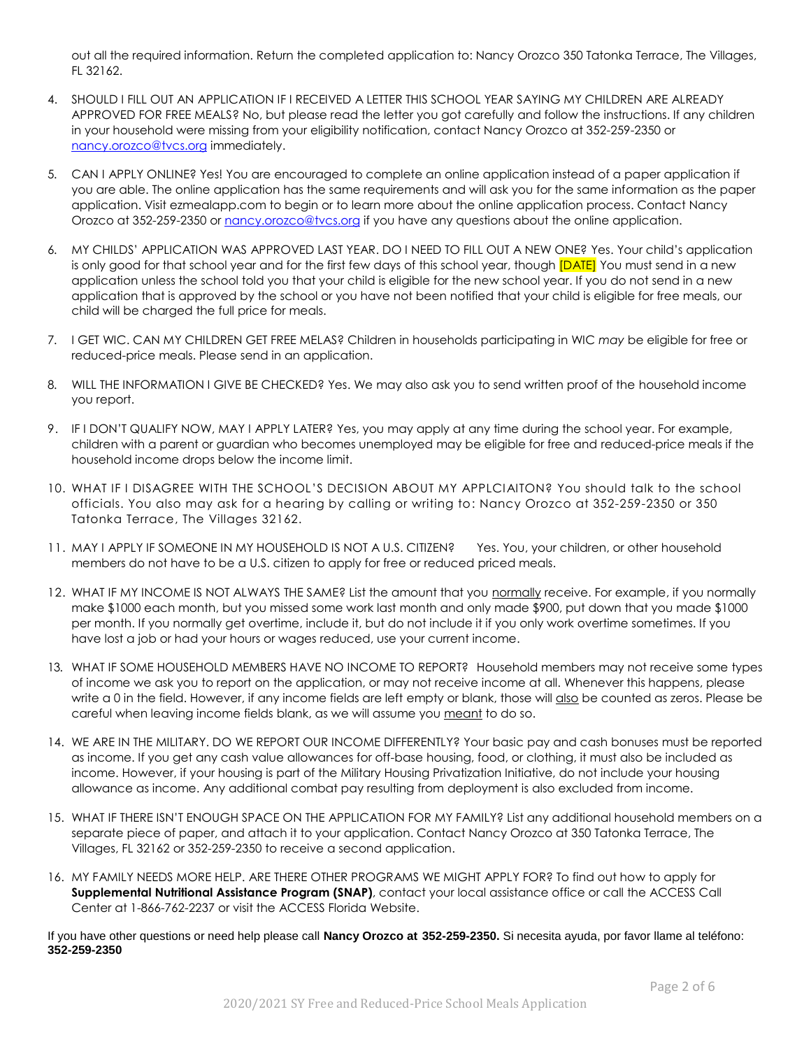out all the required information. Return the completed application to: Nancy Orozco 350 Tatonka Terrace, The Villages, FL 32162.

4. SHOULD I FILL OUT AN APPLICATION IF I RECEIVED A LETTER THIS SCHOOL YEAR SAYING MY CHILDREN ARE ALREADY APPROVED FOR FREE MEALS? No, but please read the letter you got carefully and follow the instructions. If any children in your household were missing from your eligibility notification, contact Nancy Orozco at 352-259-2350 or nancy.orozco@tvcs.org immediately.

5. CAN I APPLY ONLINE? Yes! You are encouraged to complete an online application instead of a paper application if you are able. The online application has the same requirements and will ask you for the same information as the paper application. Visit ezmealapp.com to begin or to learn more about the online application process. Contact Nancy Orozco at 352-259-2350 or nancy.orozco@tvcs.org if you have any questions about the online application.

6. MY CHILDS' APPLICATION WAS APPROVED LAST YEAR. DO I NEED TO FILL OUT A NEW ONE? Yes. Your child's application is only good for that school year and for the first few days of this school year, though [DATE] You must send in a new application unless the school told you that your child is eligible for the new school year. If you do not send in a new application that is approved by the school or you have not been notified that your child is eligible for free meals, our child will be charged the full price for meals.

7. I GET WIC. CAN MY CHILDREN GET FREE MELAS? Children in households participating in WIC *may* be eligible for free or reduced-price meals. Please send in an application.

8. WILL THE INFORMATION I GIVE BE CHECKED? Yes. We may also ask you to send written proof of the household income you report.

9. IF I DON'T QUALIFY NOW, MAY I APPLY LATER? Yes, you may apply at any time during the school year. For example, children with a parent or guardian who becomes unemployed may be eligible for free and reduced-price meals if the household income drops below the income limit.

10. WHAT IF I DISAGREE WITH THE SCHOOL'S DECISION ABOUT MY APPLCIAITON? You should talk to the school officials. You also may ask for a hearing by calling or writing to: Nancy Orozco at 352-259-2350 or 350 Tatonka Terrace, The Villages 32162.

11. MAY I APPLY IF SOMEONE IN MY HOUSEHOLD IS NOT A U.S. CITIZEN? Yes. You, your children, or other household members do not have to be a U.S. citizen to apply for free or reduced priced meals.

12. WHAT IF MY INCOME IS NOT ALWAYS THE SAME? List the amount that you normally receive. For example, if you normally make $1000 each month, but you missed some work last month and only made $900, put down that you made $1000 per month. If you normally get overtime, include it, but do not include it if you only work overtime sometimes. If you have lost a job or had your hours or wages reduced, use your current income.

13. WHAT IF SOME HOUSEHOLD MEMBERS HAVE NO INCOME TO REPORT? Household members may not receive some types of income we ask you to report on the application, or may not receive income at all. Whenever this happens, please write a 0 in the field. However, if any income fields are left empty or blank, those will also be counted as zeros. Please be careful when leaving income fields blank, as we will assume you meant to do so.

14. WE ARE IN THE MILITARY. DO WE REPORT OUR INCOME DIFFERENTLY? Your basic pay and cash bonuses must be reported as income. If you get any cash value allowances for off-base housing, food, or clothing, it must also be included as income. However, if your housing is part of the Military Housing Privatization Initiative, do not include your housing allowance as income. Any additional combat pay resulting from deployment is also excluded from income.

15. WHAT IF THERE ISN'T ENOUGH SPACE ON THE APPLICATION FOR MY FAMILY? List any additional household members on a separate piece of paper, and attach it to your application. Contact Nancy Orozco at 350 Tatonka Terrace, The Villages, FL 32162 or 352-259-2350 to receive a second application.

16. MY FAMILY NEEDS MORE HELP. ARE THERE OTHER PROGRAMS WE MIGHT APPLY FOR? To find out how to apply for **Supplemental Nutritional Assistance Program (SNAP)**, contact your local assistance office or call the ACCESS Call Center at 1-866-762-2237 or visit the ACCESS Florida Website.

If you have other questions or need help please call **Nancy Orozco at 352-259-2350.** Si necesita ayuda, por favor llame al teléfono: **352-259-2350**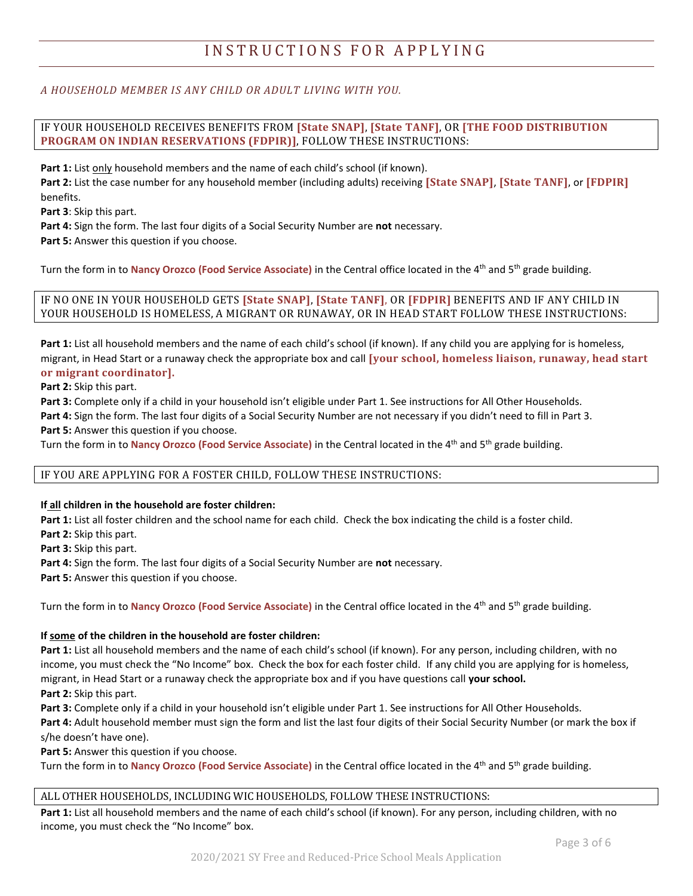# INSTRUCTIONS FOR APPLYING

*A HOUSEHOLD MEMBER IS ANY CHILD OR ADULT LIVING WITH YOU.*

## IF YOUR HOUSEHOLD RECEIVES BENEFITS FROM **[State SNAP]**, **[State TANF]**, OR **[THE FOOD DISTRIBUTION PROGRAM ON INDIAN RESERVATIONS (FDPIR)]**, FOLLOW THESE INSTRUCTIONS:

**Part 1:** List only household members and the name of each child's school (if known).
**Part 2:** List the case number for any household member (including adults) receiving **[State SNAP]**, **[State TANF]**, or **[FDPIR]** benefits.
**Part 3**: Skip this part.
**Part 4:** Sign the form. The last four digits of a Social Security Number are **not** necessary.
**Part 5:** Answer this question if you choose.

Turn the form in to **Nancy Orozco (Food Service Associate)** in the Central office located in the 4th and 5th grade building.

## IF NO ONE IN YOUR HOUSEHOLD GETS **[State SNAP]**, **[State TANF]**, OR **[FDPIR]** BENEFITS AND IF ANY CHILD IN YOUR HOUSEHOLD IS HOMELESS, A MIGRANT OR RUNAWAY, OR IN HEAD START FOLLOW THESE INSTRUCTIONS:

**Part 1:** List all household members and the name of each child's school (if known). If any child you are applying for is homeless, migrant, in Head Start or a runaway check the appropriate box and call **[your school, homeless liaison, runaway, head start or migrant coordinator].**
**Part 2:** Skip this part.
**Part 3:** Complete only if a child in your household isn't eligible under Part 1. See instructions for All Other Households.
**Part 4:** Sign the form. The last four digits of a Social Security Number are not necessary if you didn't need to fill in Part 3.
**Part 5:** Answer this question if you choose.
Turn the form in to **Nancy Orozco (Food Service Associate)** in the Central located in the 4th and 5th grade building.

## IF YOU ARE APPLYING FOR A FOSTER CHILD, FOLLOW THESE INSTRUCTIONS:

**If all children in the household are foster children:**
**Part 1:** List all foster children and the school name for each child. Check the box indicating the child is a foster child.
**Part 2:** Skip this part.
**Part 3:** Skip this part.
**Part 4:** Sign the form. The last four digits of a Social Security Number are **not** necessary.
**Part 5:** Answer this question if you choose.

Turn the form in to **Nancy Orozco (Food Service Associate)** in the Central office located in the 4th and 5th grade building.

**If some of the children in the household are foster children:**
**Part 1:** List all household members and the name of each child's school (if known). For any person, including children, with no income, you must check the "No Income" box. Check the box for each foster child. If any child you are applying for is homeless, migrant, in Head Start or a runaway check the appropriate box and if you have questions call **your school.**
**Part 2:** Skip this part.
**Part 3:** Complete only if a child in your household isn't eligible under Part 1. See instructions for All Other Households.
**Part 4:** Adult household member must sign the form and list the last four digits of their Social Security Number (or mark the box if s/he doesn't have one).
**Part 5:** Answer this question if you choose.
Turn the form in to **Nancy Orozco (Food Service Associate)** in the Central office located in the 4th and 5th grade building.

## ALL OTHER HOUSEHOLDS, INCLUDING WIC HOUSEHOLDS, FOLLOW THESE INSTRUCTIONS:

**Part 1:** List all household members and the name of each child's school (if known). For any person, including children, with no income, you must check the "No Income" box.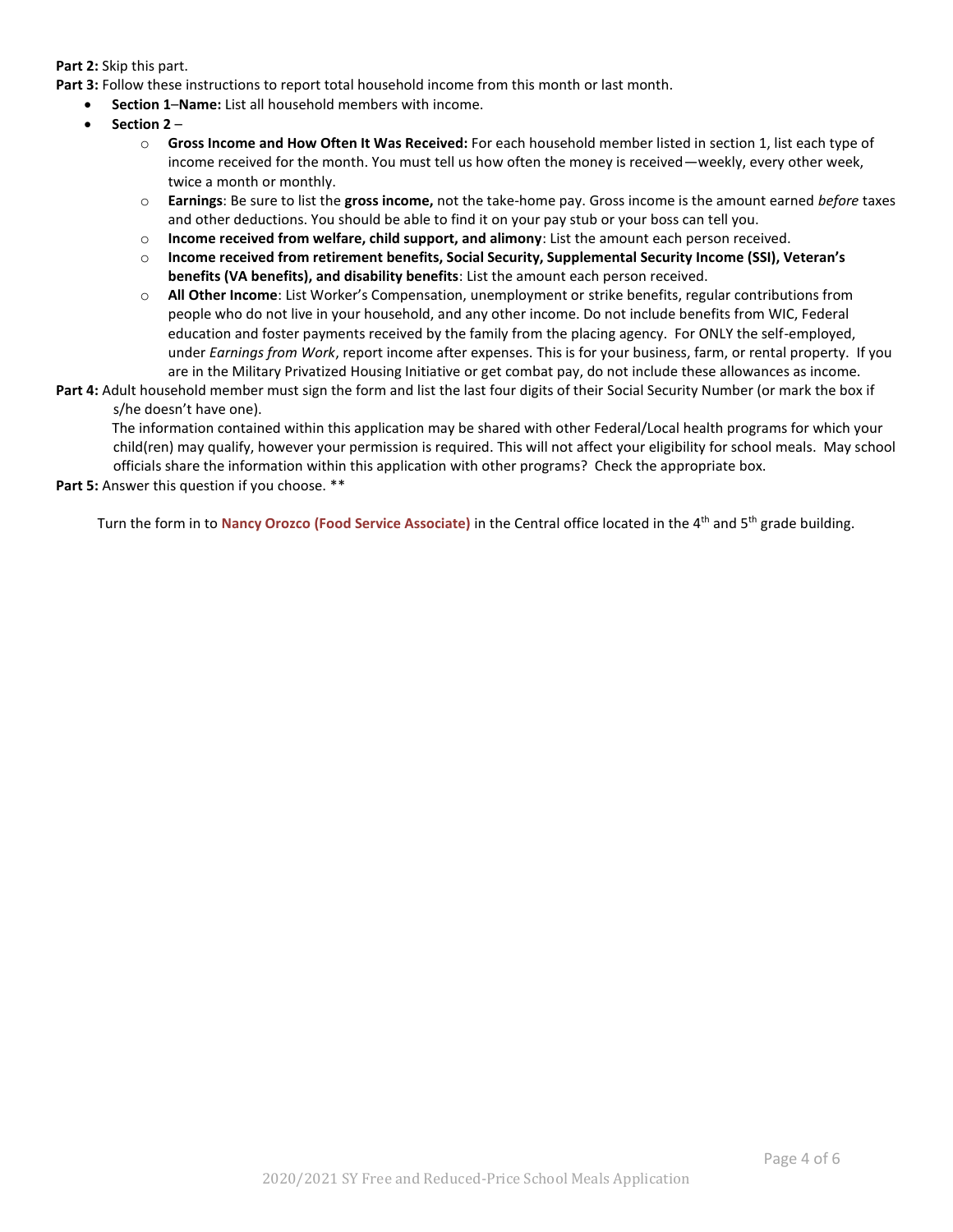**Part 2:** Skip this part.

**Part 3:** Follow these instructions to report total household income from this month or last month.

- **Section 1**–**Name:** List all household members with income.
- **Section 2** –
  - **Gross Income and How Often It Was Received:** For each household member listed in section 1, list each type of income received for the month. You must tell us how often the money is received—weekly, every other week, twice a month or monthly.
  - **Earnings**: Be sure to list the **gross income,** not the take-home pay. Gross income is the amount earned *before* taxes and other deductions. You should be able to find it on your pay stub or your boss can tell you.
  - **Income received from welfare, child support, and alimony**: List the amount each person received.
  - **Income received from retirement benefits, Social Security, Supplemental Security Income (SSI), Veteran's benefits (VA benefits), and disability benefits**: List the amount each person received.
  - **All Other Income**: List Worker's Compensation, unemployment or strike benefits, regular contributions from people who do not live in your household, and any other income. Do not include benefits from WIC, Federal education and foster payments received by the family from the placing agency. For ONLY the self-employed, under *Earnings from Work*, report income after expenses. This is for your business, farm, or rental property. If you are in the Military Privatized Housing Initiative or get combat pay, do not include these allowances as income.

**Part 4:** Adult household member must sign the form and list the last four digits of their Social Security Number (or mark the box if s/he doesn't have one).

The information contained within this application may be shared with other Federal/Local health programs for which your child(ren) may qualify, however your permission is required. This will not affect your eligibility for school meals. May school officials share the information within this application with other programs? Check the appropriate box.

**Part 5:** Answer this question if you choose. **

Turn the form in to **Nancy Orozco (Food Service Associate)** in the Central office located in the 4th and 5th grade building.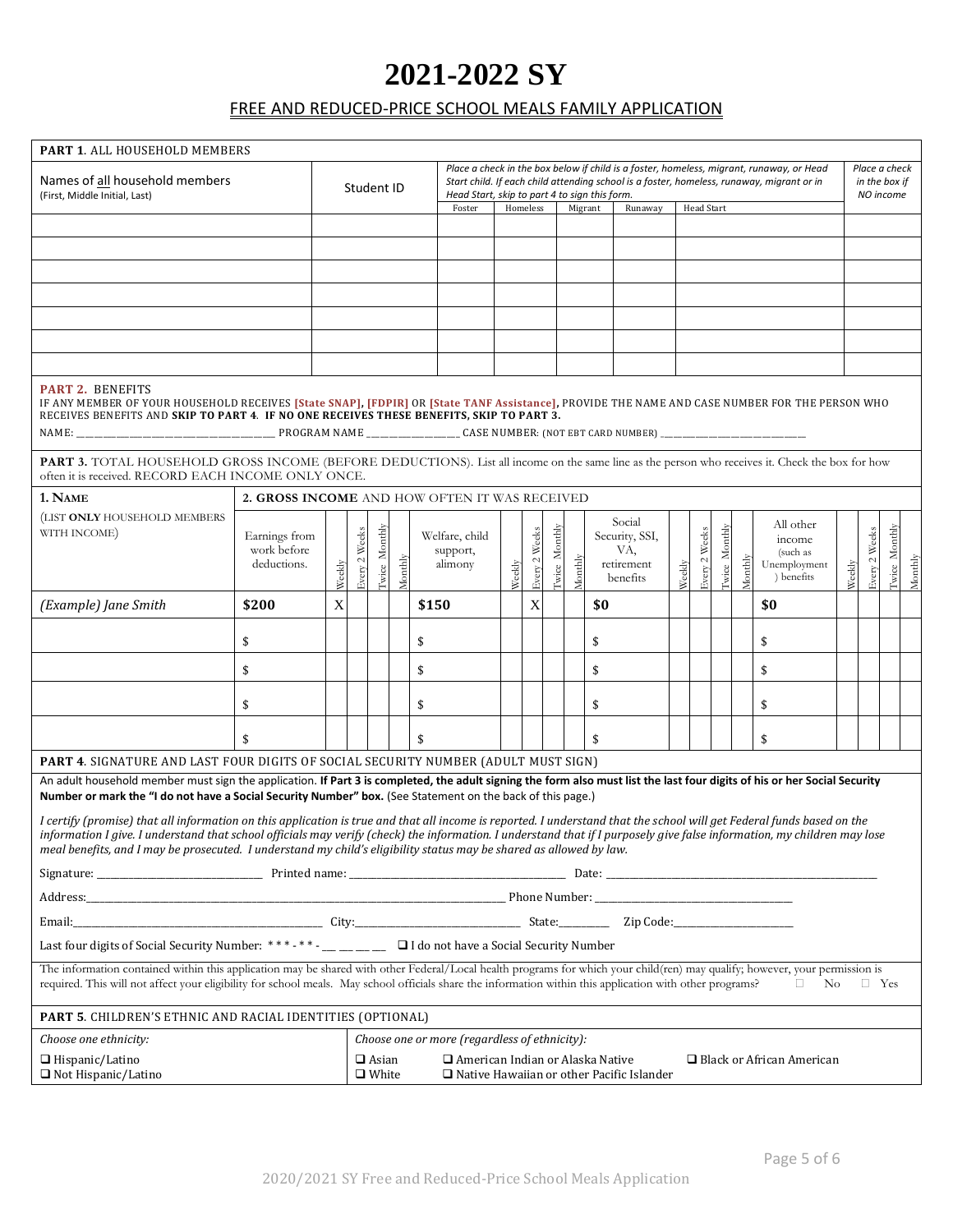# 2021-2022 SY

## FREE AND REDUCED-PRICE SCHOOL MEALS FAMILY APPLICATION

**PART 1**. ALL HOUSEHOLD MEMBERS

| Names of all household members (First, Middle Initial, Last) | Student ID | *Place a check in the box below if child is a foster, homeless, migrant, runaway, or Head Start child. If each child attending school is a foster, homeless, runaway, migrant or in Head Start, skip to part 4 to sign this form.* | | | | | *Place a check in the box if NO income* |
|---|---|---|---|---|---|---|---|
| | | Foster | Homeless | Migrant | Runaway | Head Start | |
| | | | | | | | |
| | | | | | | | |
| | | | | | | | |
| | | | | | | | |
| | | | | | | | |
| | | | | | | | |
| | | | | | | | |

**PART 2.** BENEFITS

IF ANY MEMBER OF YOUR HOUSEHOLD RECEIVES **[State SNAP]**, **[FDPIR]** OR **[State TANF Assistance]**, PROVIDE THE NAME AND CASE NUMBER FOR THE PERSON WHO RECEIVES BENEFITS AND **SKIP TO PART 4**. **IF NO ONE RECEIVES THESE BENEFITS, SKIP TO PART 3.**

NAME: ______________________________ PROGRAM NAME ______________ CASE NUMBER: (NOT EBT CARD NUMBER) ______________________

**PART 3.** TOTAL HOUSEHOLD GROSS INCOME (BEFORE DEDUCTIONS). List all income on the same line as the person who receives it. Check the box for how often it is received. RECORD EACH INCOME ONLY ONCE.

| **1. Name** (LIST **ONLY** HOUSEHOLD MEMBERS WITH INCOME) | **2. GROSS INCOME** AND HOW OFTEN IT WAS RECEIVED | | | | | | | | | | | | | | | | | | | |
|---|---|---|---|---|---|---|---|---|---|---|---|---|---|---|---|---|---|---|---|---|
| | Earnings from work before deductions. | Weekly | Every 2 Weeks | Twice Monthly | Monthly | Welfare, child support, alimony | Weekly | Every 2 Weeks | Twice Monthly | Monthly | Social Security, SSI, VA, retirement benefits | Weekly | Every 2 Weeks | Twice Monthly | Monthly | All other income (such as Unemployment ) benefits | Weekly | Every 2 Weeks | Twice Monthly | Monthly |
| *(Example) Jane Smith* | **$200** | X | | | | **$150** | | X | | | **$0** | | | | | **$0** | | | | |
| | $ | | | | | $ | | | | | $ | | | | | $ | | | | |
| | $ | | | | | $ | | | | | $ | | | | | $ | | | | |
| | $ | | | | | $ | | | | | $ | | | | | $ | | | | |
| | $ | | | | | $ | | | | | $ | | | | | $ | | | | |

**PART 4**. SIGNATURE AND LAST FOUR DIGITS OF SOCIAL SECURITY NUMBER (ADULT MUST SIGN)

An adult household member must sign the application. **If Part 3 is completed, the adult signing the form also must list the last four digits of his or her Social Security Number or mark the "I do not have a Social Security Number" box.** (See Statement on the back of this page.)

*I certify (promise) that all information on this application is true and that all income is reported. I understand that the school will get Federal funds based on the information I give. I understand that school officials may verify (check) the information. I understand that if I purposely give false information, my children may lose meal benefits, and I may be prosecuted. I understand my child's eligibility status may be shared as allowed by law.*

Signature: ______________________ Printed name: ______________________________ Date: ______________________________________

Address:______________________________________________________________ Phone Number: ___________________________

Email:___________________________________ City:______________________ State:_______ Zip Code:_________________

Last four digits of Social Security Number: \* \* \* - \* \* - ___ ___ ___ ___ ☐ I do not have a Social Security Number

The information contained within this application may be shared with other Federal/Local health programs for which your child(ren) may qualify; however, your permission is required. This will not affect your eligibility for school meals. May school officials share the information within this application with other programs? ☐ No ☐ Yes

**PART 5**. CHILDREN'S ETHNIC AND RACIAL IDENTITIES (OPTIONAL)

*Choose one ethnicity:*

- ☐ Hispanic/Latino
- ☐ Not Hispanic/Latino

*Choose one or more (regardless of ethnicity):*

- ☐ Asian
- ☐ White
- ☐ American Indian or Alaska Native
- ☐ Native Hawaiian or other Pacific Islander
- ☐ Black or African American

2020/2021 SY Free and Reduced-Price School Meals Application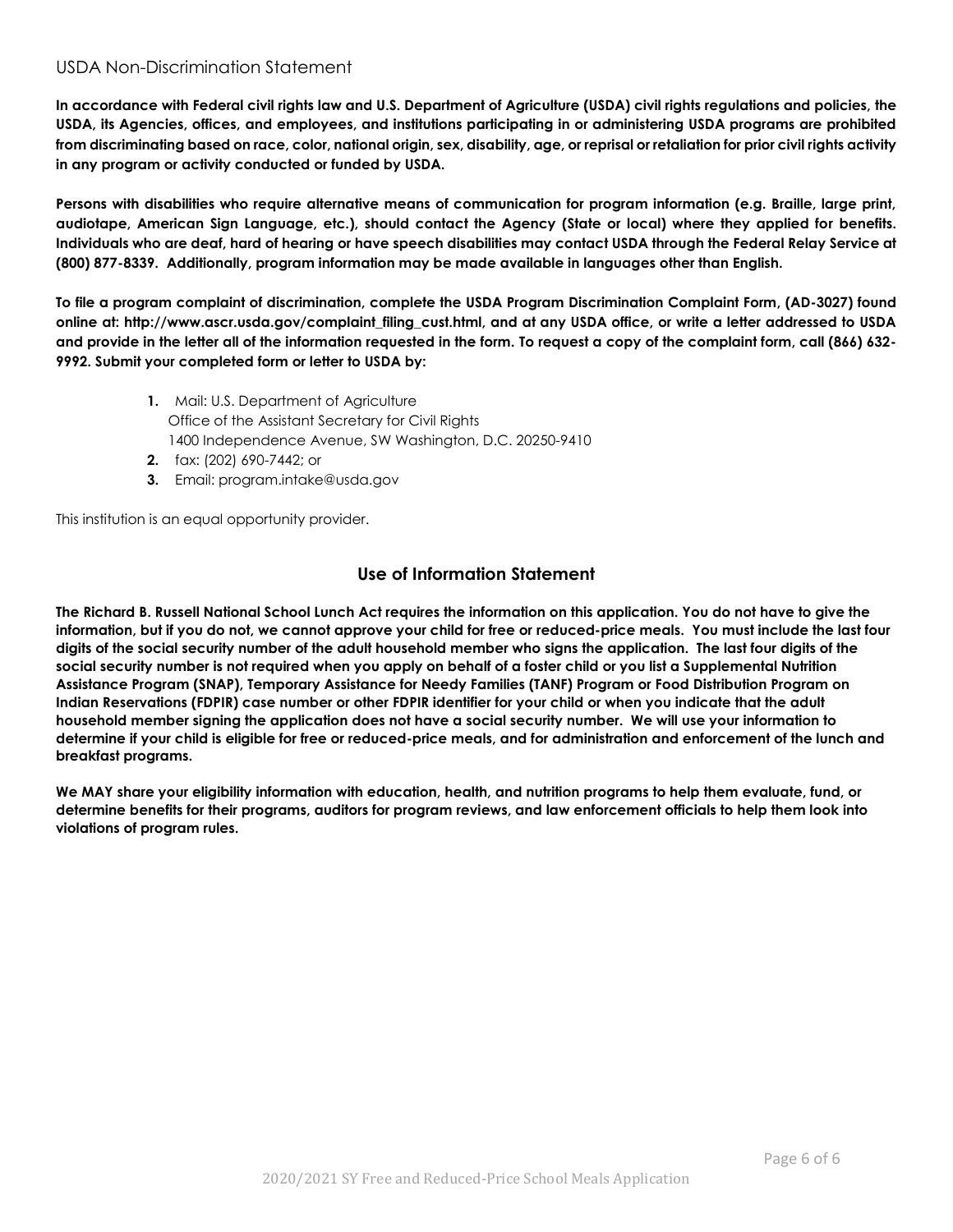## USDA Non-Discrimination Statement

**In accordance with Federal civil rights law and U.S. Department of Agriculture (USDA) civil rights regulations and policies, the USDA, its Agencies, offices, and employees, and institutions participating in or administering USDA programs are prohibited from discriminating based on race, color, national origin, sex, disability, age, or reprisal or retaliation for prior civil rights activity in any program or activity conducted or funded by USDA.**

**Persons with disabilities who require alternative means of communication for program information (e.g. Braille, large print, audiotape, American Sign Language, etc.), should contact the Agency (State or local) where they applied for benefits. Individuals who are deaf, hard of hearing or have speech disabilities may contact USDA through the Federal Relay Service at (800) 877-8339. Additionally, program information may be made available in languages other than English.**

**To file a program complaint of discrimination, complete the USDA Program Discrimination Complaint Form, (AD-3027) found online at: http://www.ascr.usda.gov/complaint_filing_cust.html, and at any USDA office, or write a letter addressed to USDA and provide in the letter all of the information requested in the form. To request a copy of the complaint form, call (866) 632-9992. Submit your completed form or letter to USDA by:**

1. Mail: U.S. Department of Agriculture
   Office of the Assistant Secretary for Civil Rights
   1400 Independence Avenue, SW Washington, D.C. 20250-9410
2. fax: (202) 690-7442; or
3. Email: program.intake@usda.gov

This institution is an equal opportunity provider.

## Use of Information Statement

**The Richard B. Russell National School Lunch Act requires the information on this application. You do not have to give the information, but if you do not, we cannot approve your child for free or reduced-price meals. You must include the last four digits of the social security number of the adult household member who signs the application. The last four digits of the social security number is not required when you apply on behalf of a foster child or you list a Supplemental Nutrition Assistance Program (SNAP), Temporary Assistance for Needy Families (TANF) Program or Food Distribution Program on Indian Reservations (FDPIR) case number or other FDPIR identifier for your child or when you indicate that the adult household member signing the application does not have a social security number. We will use your information to determine if your child is eligible for free or reduced-price meals, and for administration and enforcement of the lunch and breakfast programs.**

**We MAY share your eligibility information with education, health, and nutrition programs to help them evaluate, fund, or determine benefits for their programs, auditors for program reviews, and law enforcement officials to help them look into violations of program rules.**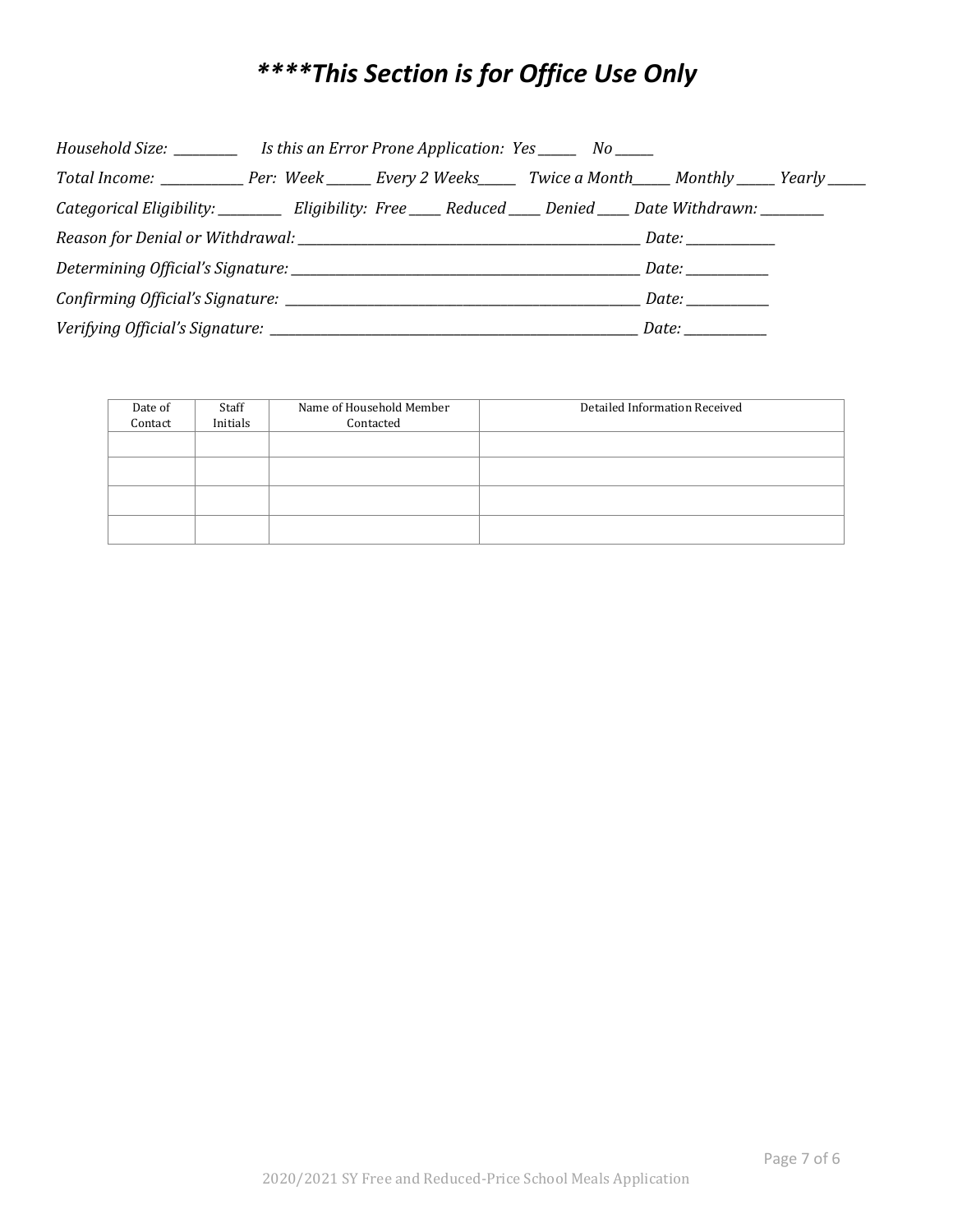# ****This Section is for Office Use Only

*Household Size: _________ Is this an Error Prone Application: Yes ______ No ______*

*Total Income: ____________ Per: Week ______ Every 2 Weeks_____ Twice a Month_____ Monthly _____ Yearly _____*

*Categorical Eligibility: _________ Eligibility: Free _____ Reduced _____ Denied _____ Date Withdrawn: _________*

*Reason for Denial or Withdrawal: ________________________________________________ Date: ____________*

*Determining Official's Signature: ________________________________________________ Date: ___________*

*Confirming Official's Signature: ________________________________________________ Date: ___________*

*Verifying Official's Signature: ________________________________________________ Date: ___________*

| Date of Contact | Staff Initials | Name of Household Member Contacted | Detailed Information Received |
|---|---|---|---|
| | | | |
| | | | |
| | | | |
| | | | |